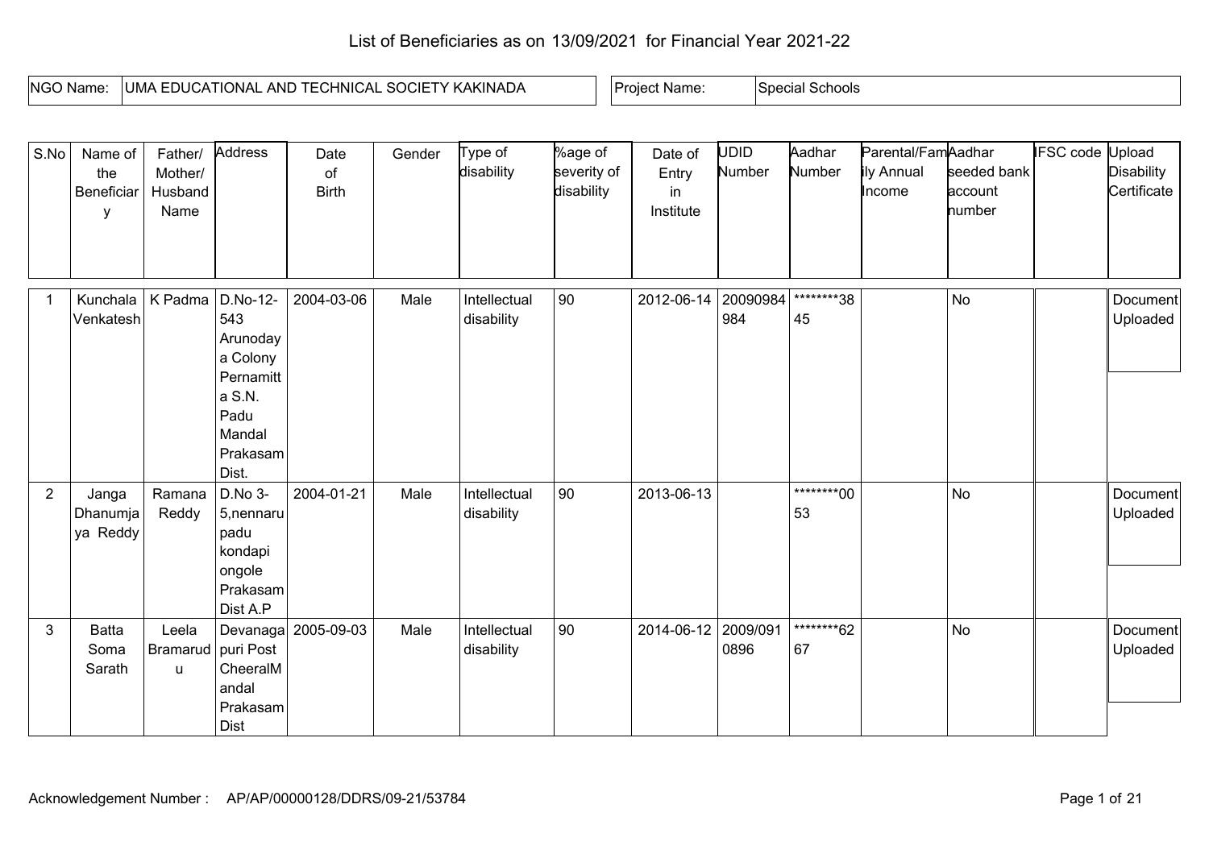# List of Beneficiaries as on 13/09/2021 for Financial Year 2021-22

| NGO Name: | UMA EDUCATIONAL AND TECHNICAL SOCIETY KAKINADA | Project Name: | Special Schools |
|---|---|---|---|

| S.No | Name of the Beneficiary | Father/ Mother/ Husband Name | Address | Date of Birth | Gender | Type of disability | %age of severity of disability | Date of Entry in Institute | UDID Number | Aadhar Number | Parental/Family Annual Income | Aadhar seeded bank account number | IFSC code | Upload Disability Certificate |
|---|---|---|---|---|---|---|---|---|---|---|---|---|---|---|
| 1 | Kunchala Venkatesh | K Padma | D.No-12-543 Arunodaya Colony Pernamitta S.N. Padu Mandal Prakasam Dist. | 2004-03-06 | Male | Intellectual disability | 90 | 2012-06-14 | 20090984984 | ********3845 | | No | | Document Uploaded |
| 2 | Janga Dhanumjaya Reddy | Ramana Reddy | D.No 3-5,nennarupadu kondapi ongole Prakasam Dist A.P | 2004-01-21 | Male | Intellectual disability | 90 | 2013-06-13 | | ********0053 | | No | | Document Uploaded |
| 3 | Batta Soma Sarath | Leela Bramarudu | Devanagapuri Post CheeralMandal Prakasam Dist | 2005-09-03 | Male | Intellectual disability | 90 | 2014-06-12 | 2009/0910896 | ********6267 | | No | | Document Uploaded |

Acknowledgement Number : AP/AP/00000128/DDRS/09-21/53784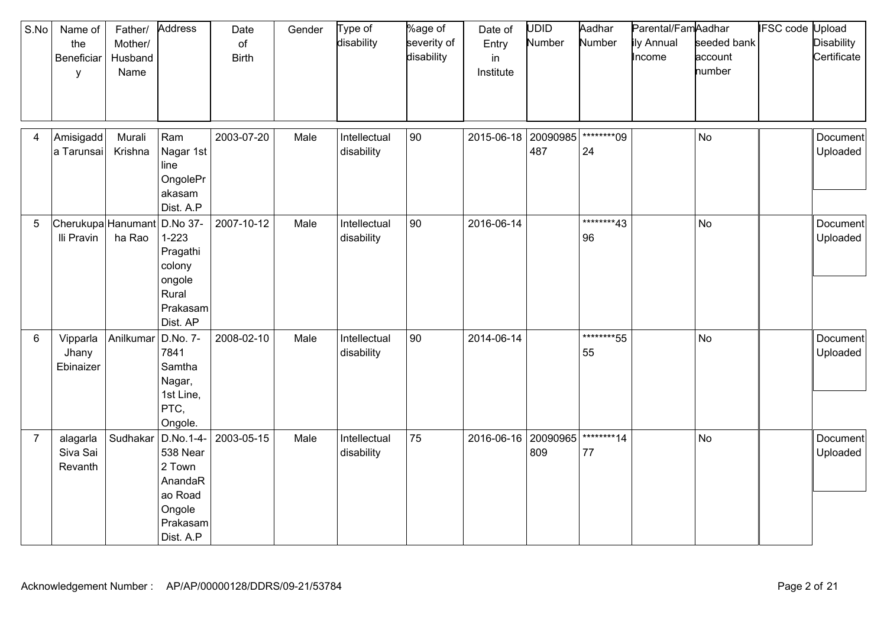| S.No | Name of the Beneficiary | Father/ Mother/ Husband Name | Address | Date of Birth | Gender | Type of disability | %age of severity of disability | Date of Entry in Institute | UDID Number | Aadhar Number | Parental/Family Annual Income | Aadhar seeded bank account number | IFSC code | Upload Disability Certificate |
|---|---|---|---|---|---|---|---|---|---|---|---|---|---|---|
| 4 | Amisigadda Tarunsai | Murali Krishna | Ram Nagar 1st line OngolePrakasam Dist. A.P | 2003-07-20 | Male | Intellectual disability | 90 | 2015-06-18 | 20090985487 | ********0924 | | No | | Document Uploaded |
| 5 | Cherukupalli Pravin | Hanumantha Rao | D.No 37-1-223 Pragathi colony ongole Rural Prakasam Dist. AP | 2007-10-12 | Male | Intellectual disability | 90 | 2016-06-14 | | ********4396 | | No | | Document Uploaded |
| 6 | Vipparla Jhany Ebinaizer | Anilkumar | D.No. 7-7841 Samtha Nagar, 1st Line, PTC, Ongole. | 2008-02-10 | Male | Intellectual disability | 90 | 2014-06-14 | | ********5555 | | No | | Document Uploaded |
| 7 | alagarla Siva Sai Revanth | Sudhakar | D.No.1-4-538 Near 2 Town AnandaRao Road Ongole Prakasam Dist. A.P | 2003-05-15 | Male | Intellectual disability | 75 | 2016-06-16 | 20090965809 | ********1477 | | No | | Document Uploaded |

Acknowledgement Number : AP/AP/00000128/DDRS/09-21/53784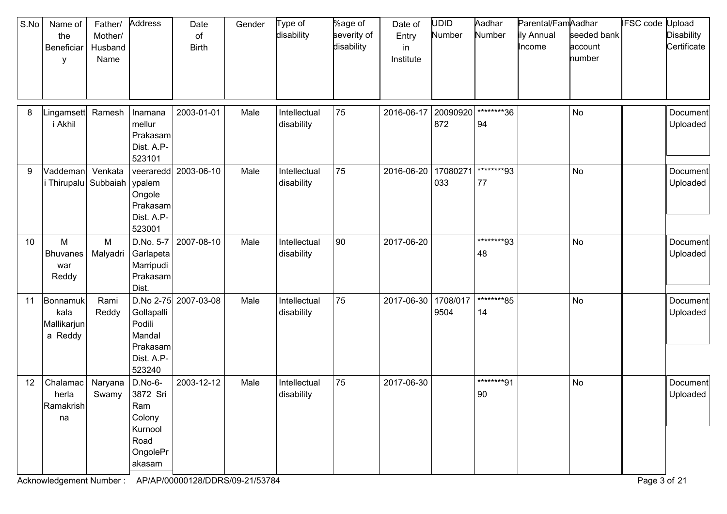| S.No | Name of the Beneficiary | Father/ Mother/ Husband Name | Address | Date of Birth | Gender | Type of disability | %age of severity of disability | Date of Entry in Institute | UDID Number | Aadhar Number | Parental/Family Annual Income | Aadhar seeded bank account number | IFSC code | Upload Disability Certificate |
|---|---|---|---|---|---|---|---|---|---|---|---|---|---|---|
| 8 | Lingamsetti Akhil | Ramesh | Inamanamellur Prakasam Dist. A.P-523101 | 2003-01-01 | Male | Intellectual disability | 75 | 2016-06-17 | 20090920872 | ********3694 | | No | | Document Uploaded |
| 9 | Vaddemani Thirupalu | Venkata Subbaiah | veeraredd ypalem Ongole Prakasam Dist. A.P-523001 | 2003-06-10 | Male | Intellectual disability | 75 | 2016-06-20 | 17080271033 | ********9377 | | No | | Document Uploaded |
| 10 | M Bhuvaneswar Reddy | M Malyadri | D.No. 5-7 Garlapeta Marripudi Prakasam Dist. | 2007-08-10 | Male | Intellectual disability | 90 | 2017-06-20 | | ********9348 | | No | | Document Uploaded |
| 11 | Bonnamukkala Mallikarjuna Reddy | Rami Reddy | D.No 2-75 Gollapalli Podili Mandal Prakasam Dist. A.P-523240 | 2007-03-08 | Male | Intellectual disability | 75 | 2017-06-30 | 1708/0179504 | ********8514 | | No | | Document Uploaded |
| 12 | Chalamacherla Ramakrishna | Naryana Swamy | D.No-6-3872 Sri Ram Colony Kurnool Road OngolePrakasam | 2003-12-12 | Male | Intellectual disability | 75 | 2017-06-30 | | ********9190 | | No | | Document Uploaded |

Acknowledgement Number : AP/AP/00000128/DDRS/09-21/53784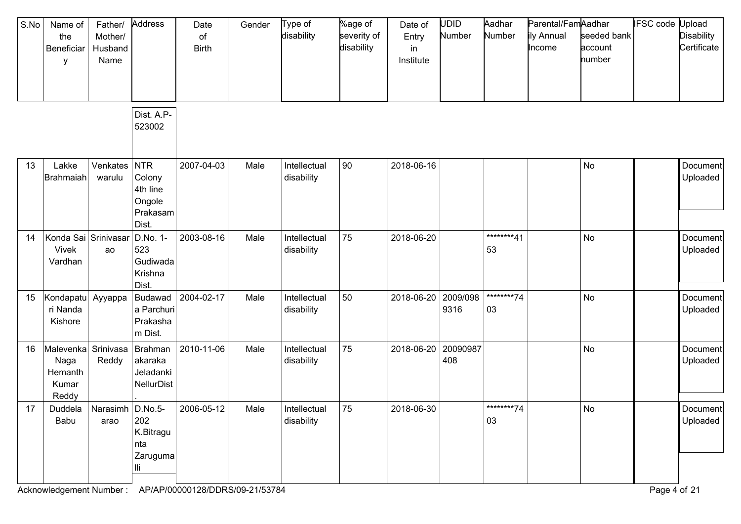| S.No | Name of the Beneficiary | Father/ Mother/ Husband Name | Address | Date of Birth | Gender | Type of disability | %age of severity of disability | Date of Entry in Institute | UDID Number | Aadhar Number | Parental/Family Annual Income | Aadhar seeded bank account number | IFSC code | Upload Disability Certificate |
|---|---|---|---|---|---|---|---|---|---|---|---|---|---|---|
| | | | Dist. A.P-523002 | | | | | | | | | | | |
| 13 | Lakke Brahmaiah | Venkateswarulu | NTR Colony 4th line Ongole Prakasam Dist. | 2007-04-03 | Male | Intellectual disability | 90 | 2018-06-16 | | | | No | | Document Uploaded |
| 14 | Konda Sai Vivek Vardhan | Srinivasarao | D.No. 1-523 Gudiwada Krishna Dist. | 2003-08-16 | Male | Intellectual disability | 75 | 2018-06-20 | | ********4153 | | No | | Document Uploaded |
| 15 | Kondapaturi Nanda Kishore | Ayyappa | Budawada Parchuri Prakasham Dist. | 2004-02-17 | Male | Intellectual disability | 50 | 2018-06-20 | 2009/0989316 | ********7403 | | No | | Document Uploaded |
| 16 | Malevenka Naga Hemanth Kumar Reddy | Srinivasa Reddy | Brahmanakaraka Jeladanki NellurDist. | 2010-11-06 | Male | Intellectual disability | 75 | 2018-06-20 | 20090987408 | | | No | | Document Uploaded |
| 17 | Duddela Babu | Narasimharao | D.No.5-202 K.Bitragunta Zarugumalli | 2006-05-12 | Male | Intellectual disability | 75 | 2018-06-30 | | ********7403 | | No | | Document Uploaded |

Acknowledgement Number : AP/AP/00000128/DDRS/09-21/53784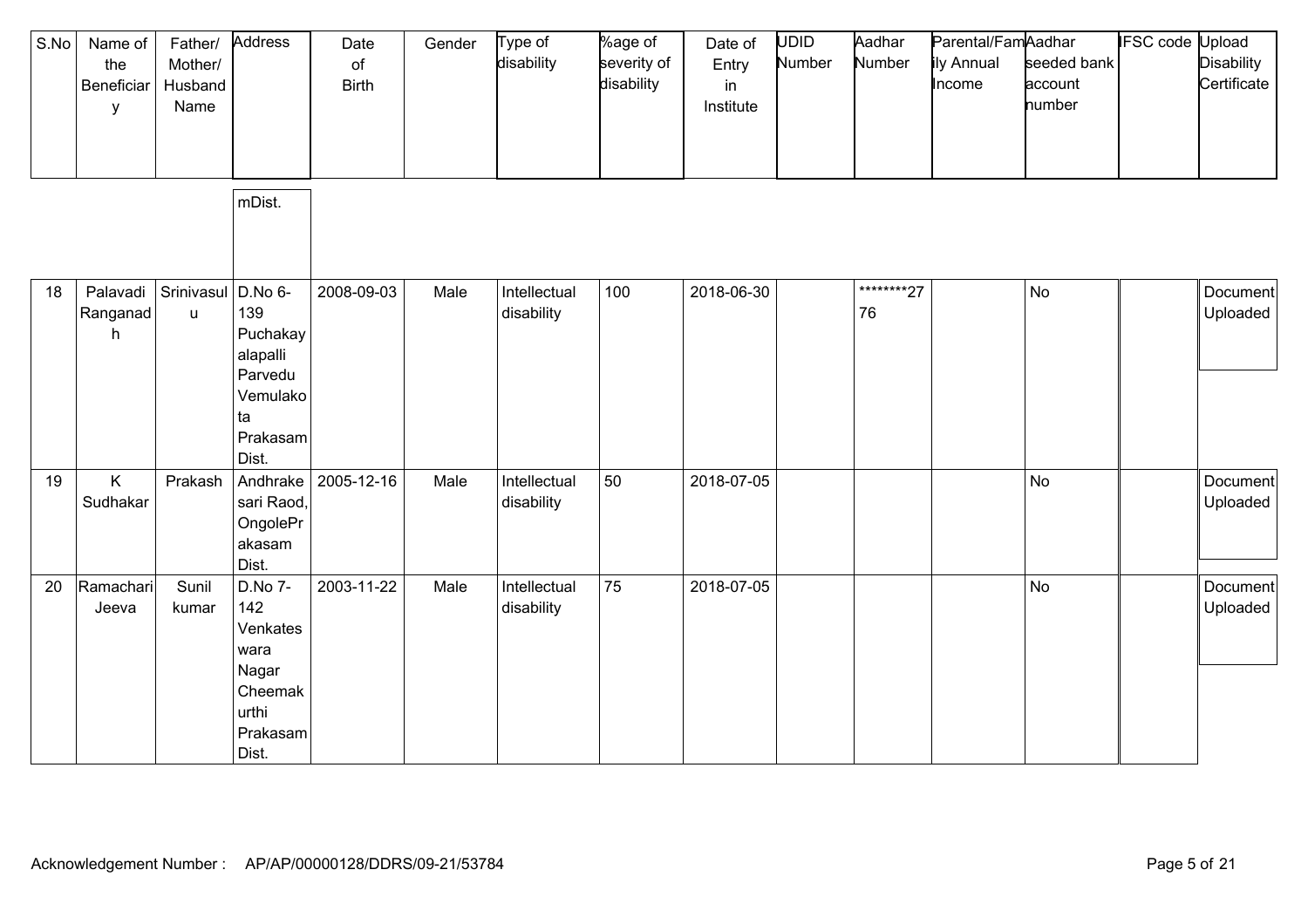| S.No | Name of the Beneficiary | Father/ Mother/ Husband Name | Address | Date of Birth | Gender | Type of disability | %age of severity of disability | Date of Entry in Institute | UDID Number | Aadhar Number | Parental/Family Annual Income | Aadhar seeded bank account number | IFSC code | Upload Disability Certificate |
|---|---|---|---|---|---|---|---|---|---|---|---|---|---|---|
| | | | mDist. | | | | | | | | | | | |
| 18 | Palavadi Ranganadh | Srinivasulu | D.No 6-139 Puchakayalapalli Parvedu Vemulakota Prakasam Dist. | 2008-09-03 | Male | Intellectual disability | 100 | 2018-06-30 | | ********2776 | | No | | Document Uploaded |
| 19 | K Sudhakar | Prakash | Andhrakesari Raod, OngolePrakasam Dist. | 2005-12-16 | Male | Intellectual disability | 50 | 2018-07-05 | | | | No | | Document Uploaded |
| 20 | Ramachari Jeeva | Sunil kumar | D.No 7-142 Venkateswara Nagar Cheemakurthi Prakasam Dist. | 2003-11-22 | Male | Intellectual disability | 75 | 2018-07-05 | | | | No | | Document Uploaded |

Acknowledgement Number : AP/AP/00000128/DDRS/09-21/53784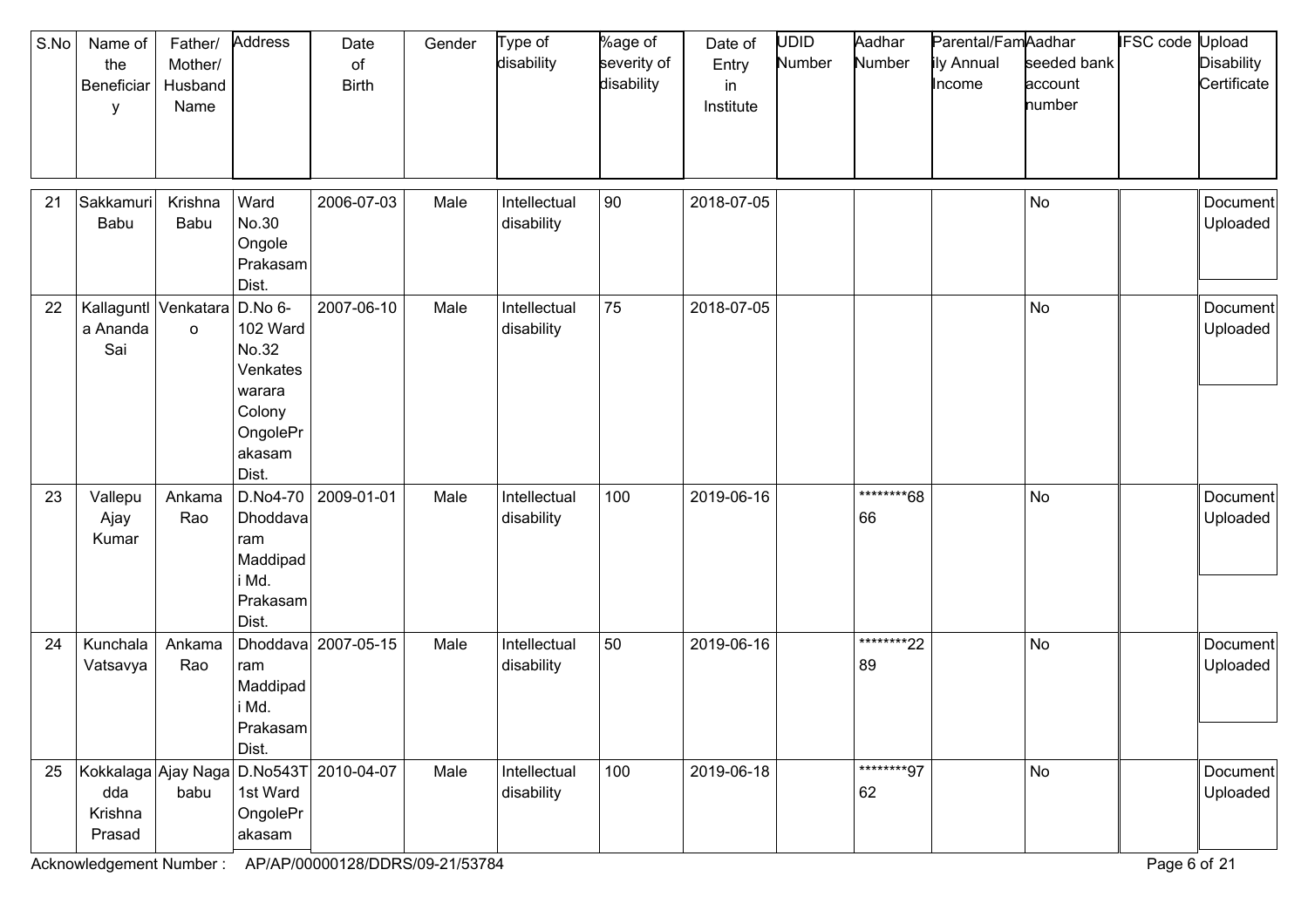| S.No | Name of the Beneficiary | Father/ Mother/ Husband Name | Address | Date of Birth | Gender | Type of disability | %age of severity of disability | Date of Entry in Institute | UDID Number | Aadhar Number | Parental/Family Annual Income | Aadhar seeded bank account number | IFSC code | Upload Disability Certificate |
|---|---|---|---|---|---|---|---|---|---|---|---|---|---|---|
| 21 | Sakkamuri Babu | Krishna Babu | Ward No.30 Ongole Prakasam Dist. | 2006-07-03 | Male | Intellectual disability | 90 | 2018-07-05 | | | | No | | Document Uploaded |
| 22 | Kallaguntla Ananda Sai | Venkatarao | D.No 6-102 Ward No.32 Venkateswarara Colony OngolePrakasam Dist. | 2007-06-10 | Male | Intellectual disability | 75 | 2018-07-05 | | | | No | | Document Uploaded |
| 23 | Vallepu Ajay Kumar | Ankama Rao | D.No4-70 Dhoddavaram Maddipadi Md. Prakasam Dist. | 2009-01-01 | Male | Intellectual disability | 100 | 2019-06-16 | | ********6866 | | No | | Document Uploaded |
| 24 | Kunchala Vatsavya | Ankama Rao | Dhoddavaram Maddipadi Md. Prakasam Dist. | 2007-05-15 | Male | Intellectual disability | 50 | 2019-06-16 | | ********2289 | | No | | Document Uploaded |
| 25 | Kokkalagadda Krishna Prasad | Ajay Naga babu | D.No543T 1st Ward OngolePrakasam | 2010-04-07 | Male | Intellectual disability | 100 | 2019-06-18 | | ********9762 | | No | | Document Uploaded |

Acknowledgement Number : AP/AP/00000128/DDRS/09-21/53784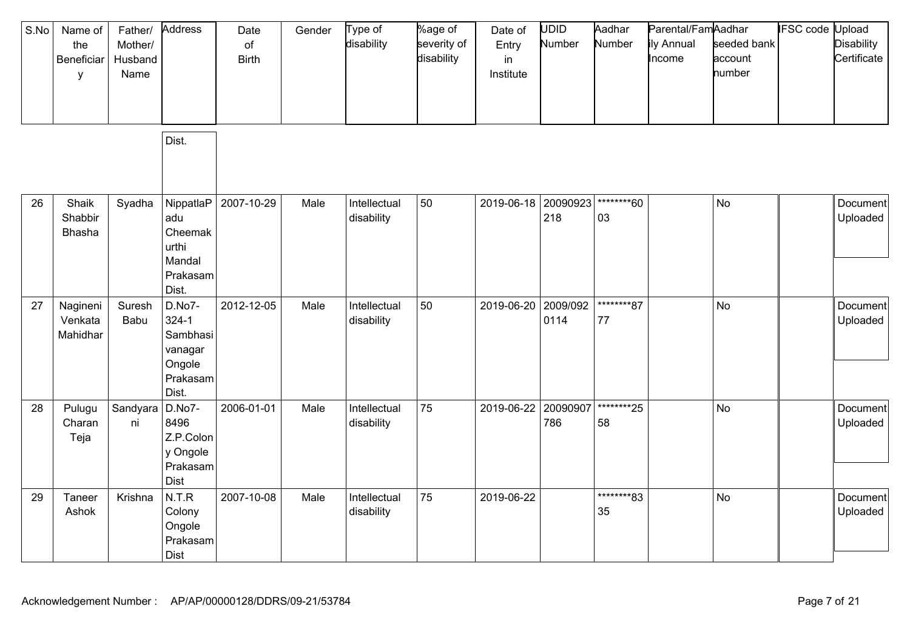| S.No | Name of the Beneficiary | Father/ Mother/ Husband Name | Address | Date of Birth | Gender | Type of disability | %age of severity of disability | Date of Entry in Institute | UDID Number | Aadhar Number | Parental/Family Annual Income | Aadhar seeded bank account number | IFSC code | Upload Disability Certificate |
|---|---|---|---|---|---|---|---|---|---|---|---|---|---|---|
| | | | Dist. | | | | | | | | | | | |
| 26 | Shaik Shabbir Bhasha | Syadha | NippatlaPadu Cheemakurthi Mandal Prakasam Dist. | 2007-10-29 | Male | Intellectual disability | 50 | 2019-06-18 | 20090923218 | ********6003 | | No | | Document Uploaded |
| 27 | Nagineni Venkata Mahidhar | Suresh Babu | D.No7-324-1 Sambhasivanagar Ongole Prakasam Dist. | 2012-12-05 | Male | Intellectual disability | 50 | 2019-06-20 | 2009/0920114 | ********8777 | | No | | Document Uploaded |
| 28 | Pulugu Charan Teja | Sandyarani | D.No7-8496 Z.P.Colony Ongole Prakasam Dist | 2006-01-01 | Male | Intellectual disability | 75 | 2019-06-22 | 20090907786 | ********2558 | | No | | Document Uploaded |
| 29 | Taneer Ashok | Krishna | N.T.R Colony Ongole Prakasam Dist | 2007-10-08 | Male | Intellectual disability | 75 | 2019-06-22 | | ********8335 | | No | | Document Uploaded |

Acknowledgement Number : AP/AP/00000128/DDRS/09-21/53784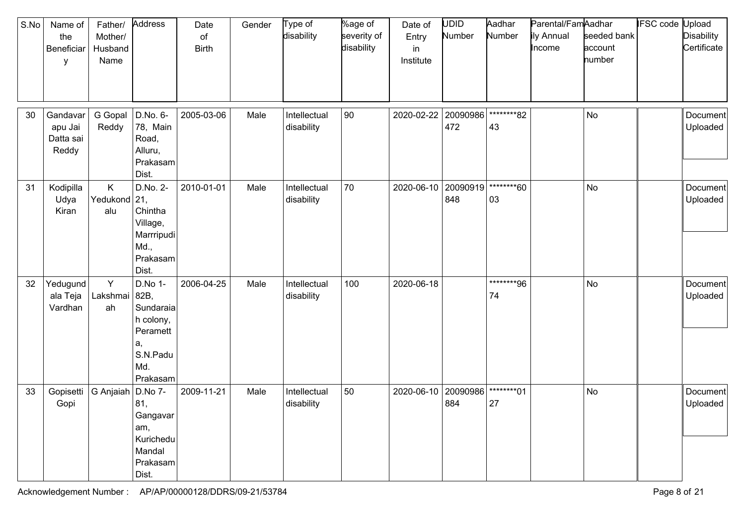| S.No | Name of the Beneficiary | Father/ Mother/ Husband Name | Address | Date of Birth | Gender | Type of disability | %age of severity of disability | Date of Entry in Institute | UDID Number | Aadhar Number | Parental/Family Annual Income | Aadhar seeded bank account number | IFSC code | Upload Disability Certificate |
|---|---|---|---|---|---|---|---|---|---|---|---|---|---|---|
| 30 | Gandavarapu Jai Datta sai Reddy | G Gopal Reddy | D.No. 6-78, Main Road, Alluru, Prakasam Dist. | 2005-03-06 | Male | Intellectual disability | 90 | 2020-02-22 | 20090986472 | ********8243 | | No | | Document Uploaded |
| 31 | Kodipilla Udya Kiran | K Yedukondalu | D.No. 2-21, Chintha Village, Marrripudi Md., Prakasam Dist. | 2010-01-01 | Male | Intellectual disability | 70 | 2020-06-10 | 20090919848 | ********6003 | | No | | Document Uploaded |
| 32 | Yedugundala Teja Vardhan | Y Lakshmaiah | D.No 1-82B, Sundaraiah colony, Perametta, S.N.Padu Md. Prakasam | 2006-04-25 | Male | Intellectual disability | 100 | 2020-06-18 | | ********9674 | | No | | Document Uploaded |
| 33 | Gopisetti Gopi | G Anjaiah | D.No 7-81, Gangavaram, Kurichedu Mandal Prakasam Dist. | 2009-11-21 | Male | Intellectual disability | 50 | 2020-06-10 | 20090986884 | ********0127 | | No | | Document Uploaded |

Acknowledgement Number : AP/AP/00000128/DDRS/09-21/53784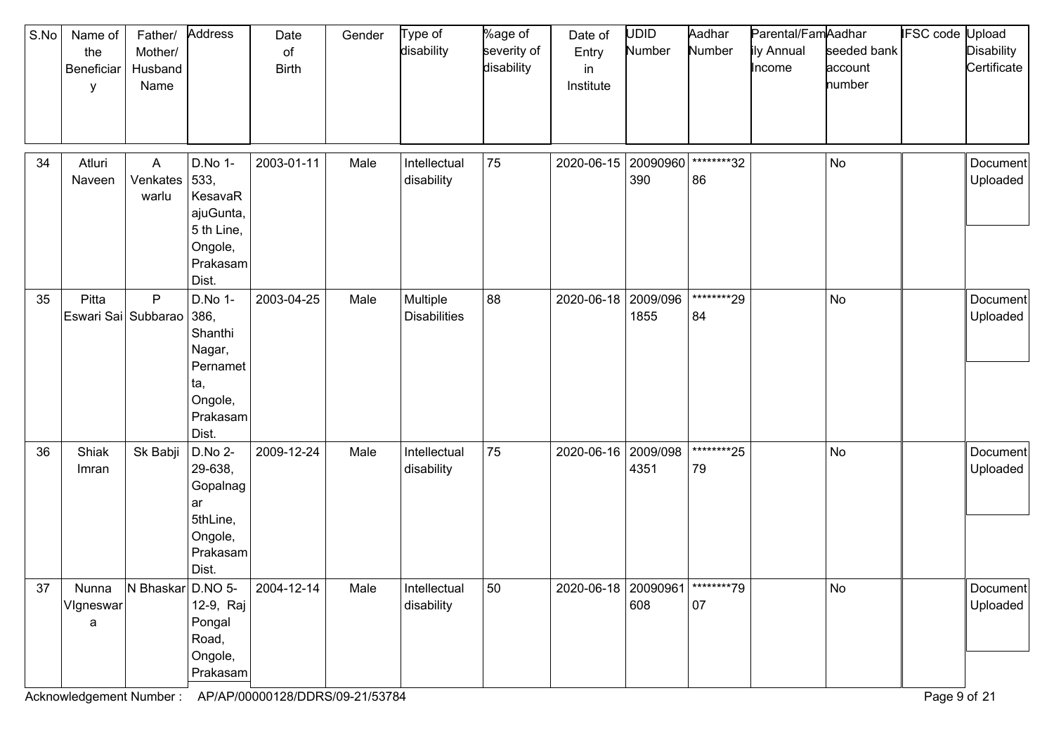| S.No | Name of the Beneficiary | Father/ Mother/ Husband Name | Address | Date of Birth | Gender | Type of disability | %age of severity of disability | Date of Entry in Institute | UDID Number | Aadhar Number | Parental/Family Annual Income | Aadhar seeded bank account number | IFSC code | Upload Disability Certificate |
|---|---|---|---|---|---|---|---|---|---|---|---|---|---|---|
| 34 | Atluri Naveen | A Venkateswarlu | D.No 1-533, KesavaRajuGunta, 5 th Line, Ongole, Prakasam Dist. | 2003-01-11 | Male | Intellectual disability | 75 | 2020-06-15 | 20090960390 | ********3286 | | No | | Document Uploaded |
| 35 | Pitta Eswari Sai | P Subbarao | D.No 1-386, Shanthi Nagar, Pernametta, Ongole, Prakasam Dist. | 2003-04-25 | Male | Multiple Disabilities | 88 | 2020-06-18 | 2009/0961855 | ********2984 | | No | | Document Uploaded |
| 36 | Shiak Imran | Sk Babji | D.No 2-29-638, Gopalnagar 5thLine, Ongole, Prakasam Dist. | 2009-12-24 | Male | Intellectual disability | 75 | 2020-06-16 | 2009/0984351 | ********2579 | | No | | Document Uploaded |
| 37 | Nunna VIgneswara | N Bhaskar | D.NO 5-12-9, Raj Pongal Road, Ongole, Prakasam | 2004-12-14 | Male | Intellectual disability | 50 | 2020-06-18 | 20090961608 | ********7907 | | No | | Document Uploaded |

Acknowledgement Number : AP/AP/00000128/DDRS/09-21/53784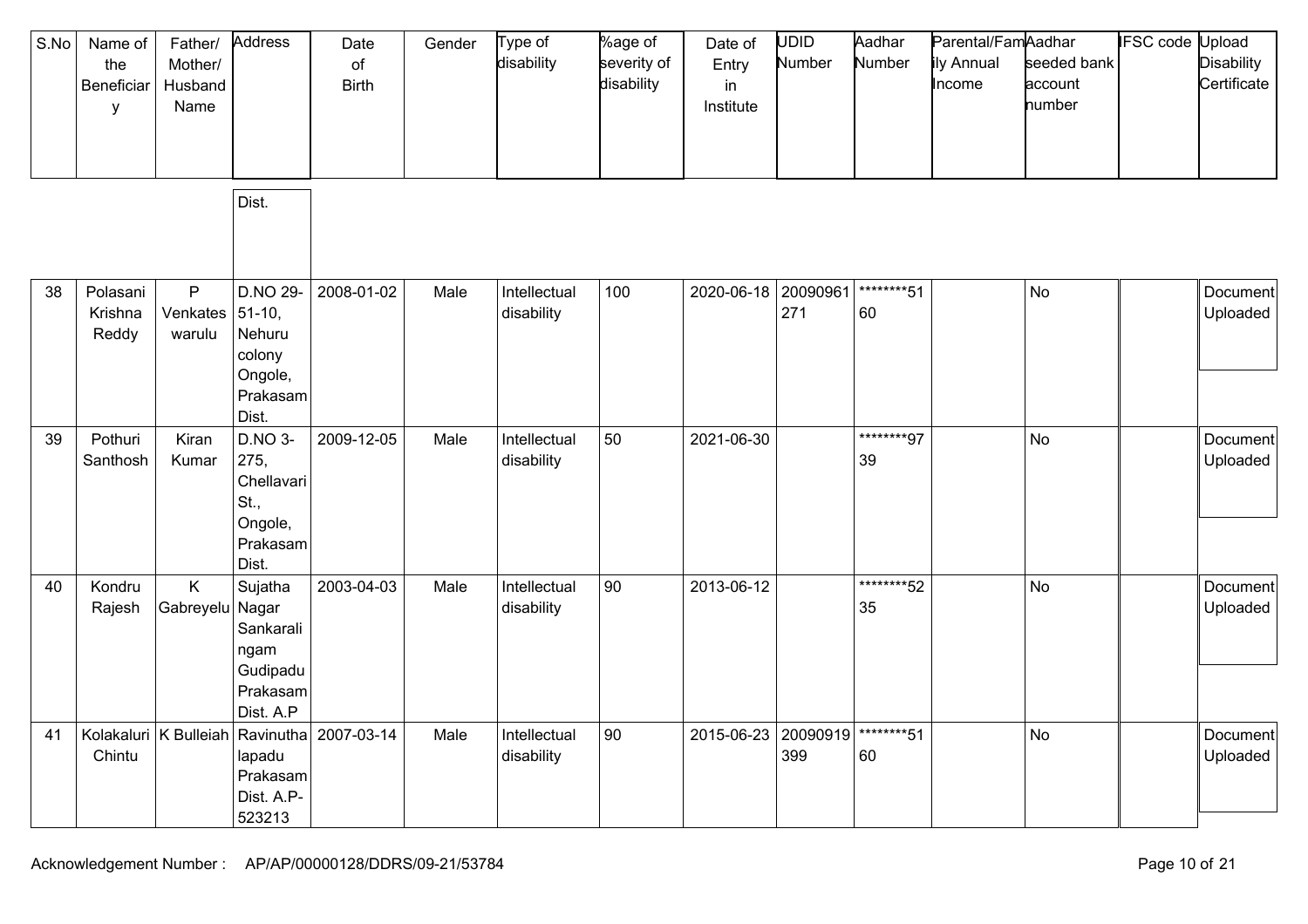| S.No | Name of the Beneficiary | Father/ Mother/ Husband Name | Address | Date of Birth | Gender | Type of disability | %age of severity of disability | Date of Entry in Institute | UDID Number | Aadhar Number | Parental/Family Annual Income | Aadhar seeded bank account number | IFSC code | Upload Disability Certificate |
|---|---|---|---|---|---|---|---|---|---|---|---|---|---|---|
| | | | Dist. | | | | | | | | | | | |
| 38 | Polasani Krishna Reddy | P Venkateswarulu | D.NO 29-51-10, Nehuru colony Ongole, Prakasam Dist. | 2008-01-02 | Male | Intellectual disability | 100 | 2020-06-18 | 20090961271 | ********5160 | | No | | Document Uploaded |
| 39 | Pothuri Santhosh | Kiran Kumar | D.NO 3-275, Chellavari St., Ongole, Prakasam Dist. | 2009-12-05 | Male | Intellectual disability | 50 | 2021-06-30 | | ********9739 | | No | | Document Uploaded |
| 40 | Kondru Rajesh | K Gabreyelu | Sujatha Nagar Sankaralingam Gudipadu Prakasam Dist. A.P | 2003-04-03 | Male | Intellectual disability | 90 | 2013-06-12 | | ********5235 | | No | | Document Uploaded |
| 41 | Kolakaluri Chintu | K Bulleiah | Ravinuthalapadu Prakasam Dist. A.P-523213 | 2007-03-14 | Male | Intellectual disability | 90 | 2015-06-23 | 20090919399 | ********5160 | | No | | Document Uploaded |

Acknowledgement Number : AP/AP/00000128/DDRS/09-21/53784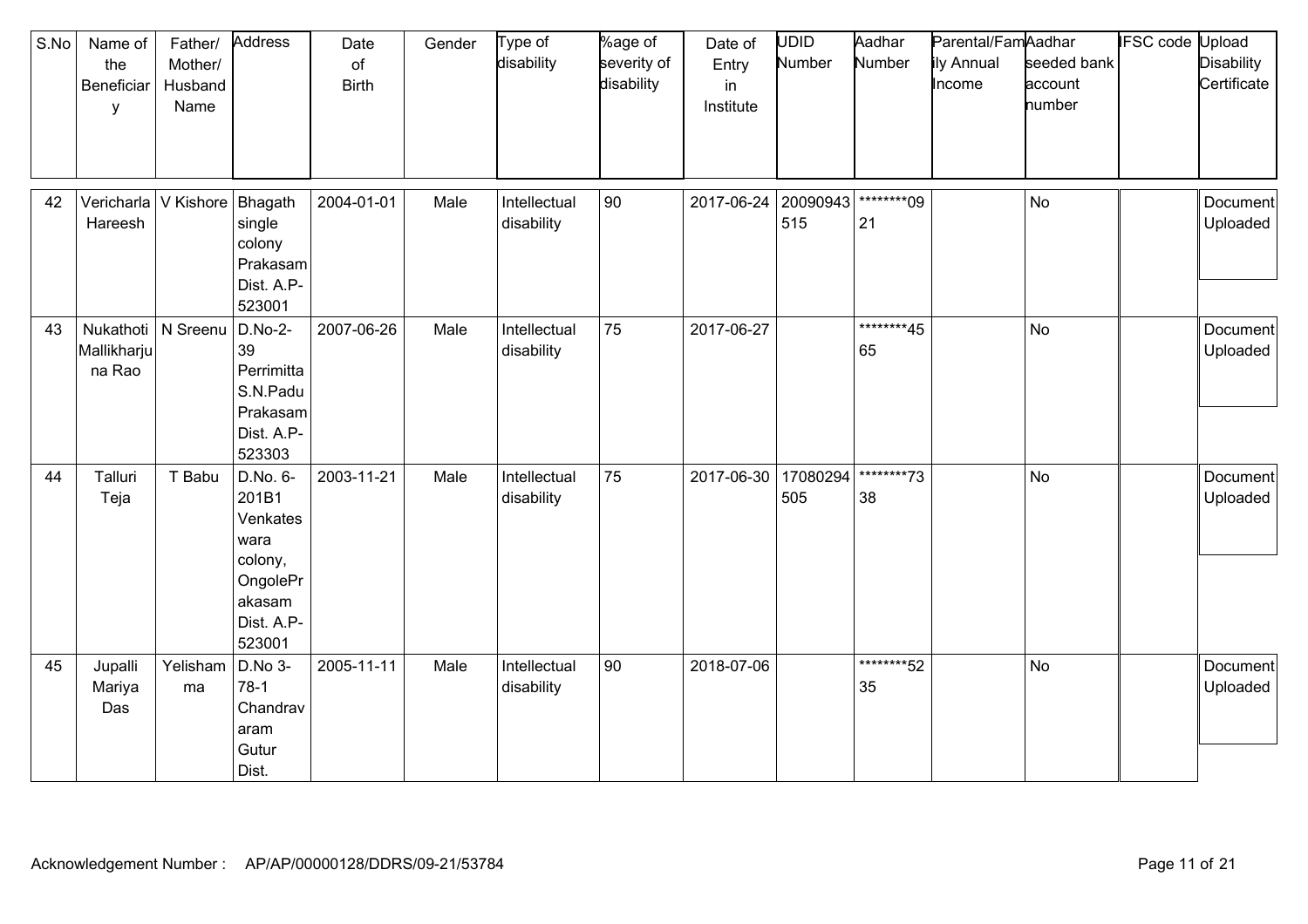| S.No | Name of the Beneficiary | Father/ Mother/ Husband Name | Address | Date of Birth | Gender | Type of disability | %age of severity of disability | Date of Entry in Institute | UDID Number | Aadhar Number | Parental/Family Annual Income | Aadhar seeded bank account number | IFSC code | Upload Disability Certificate |
|---|---|---|---|---|---|---|---|---|---|---|---|---|---|---|
| 42 | Vericharla Hareesh | V Kishore | Bhagath single colony Prakasam Dist. A.P-523001 | 2004-01-01 | Male | Intellectual disability | 90 | 2017-06-24 | 20090943515 | ********0921 | | No | | Document Uploaded |
| 43 | Nukathoti Mallikharjuna Rao | N Sreenu | D.No-2-39 Perrimitta S.N.Padu Prakasam Dist. A.P-523303 | 2007-06-26 | Male | Intellectual disability | 75 | 2017-06-27 | | ********4565 | | No | | Document Uploaded |
| 44 | Talluri Teja | T Babu | D.No. 6-201B1 Venkateswara colony, OngolePrakasam Dist. A.P-523001 | 2003-11-21 | Male | Intellectual disability | 75 | 2017-06-30 | 17080294505 | ********7338 | | No | | Document Uploaded |
| 45 | Jupalli Mariya Das | Yelishamma | D.No 3-78-1 Chandravaram Gutur Dist. | 2005-11-11 | Male | Intellectual disability | 90 | 2018-07-06 | | ********5235 | | No | | Document Uploaded |

Acknowledgement Number : AP/AP/00000128/DDRS/09-21/53784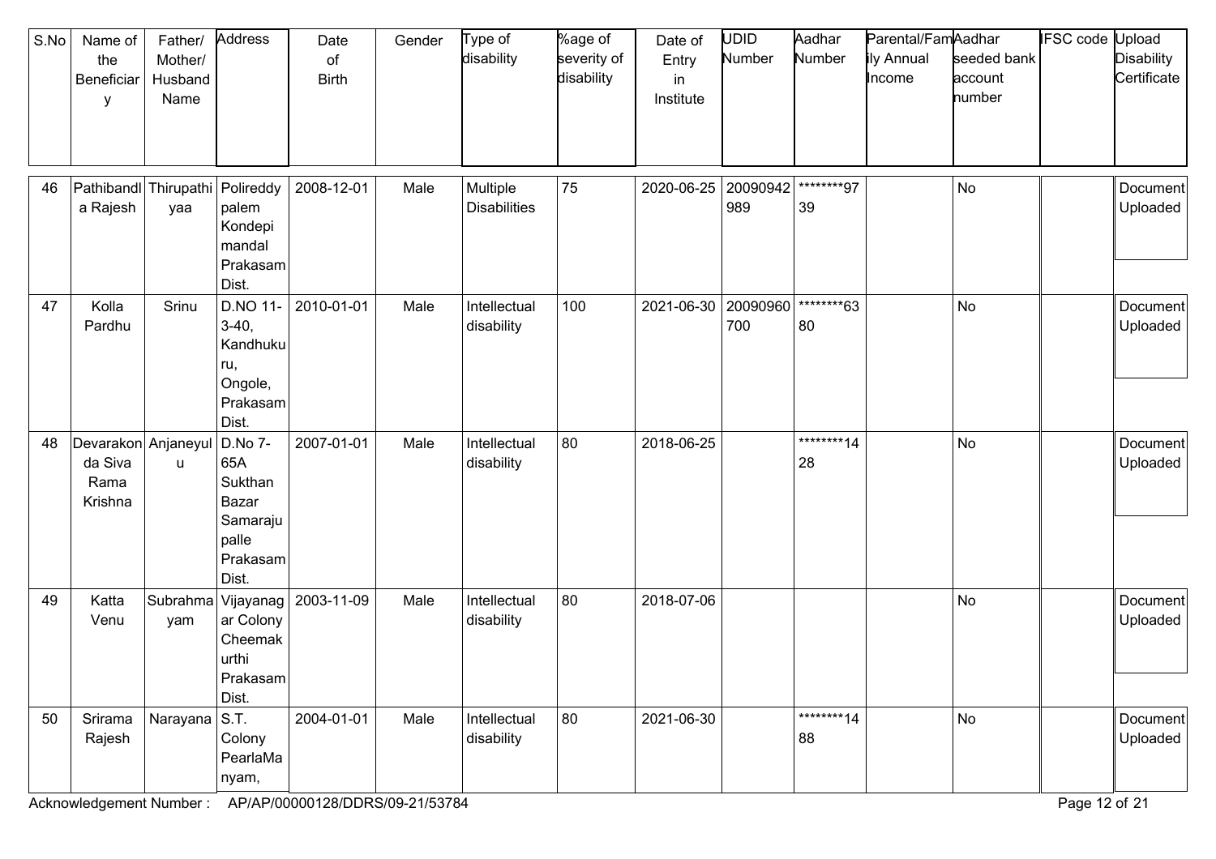| S.No | Name of the Beneficiary | Father/ Mother/ Husband Name | Address | Date of Birth | Gender | Type of disability | %age of severity of disability | Date of Entry in Institute | UDID Number | Aadhar Number | Parental/Family Annual Income | Aadhar seeded bank account number | IFSC code | Upload Disability Certificate |
|---|---|---|---|---|---|---|---|---|---|---|---|---|---|---|
| 46 | Pathibandla Rajesh | Thirupathiyaa | Polireddy palem Kondepi mandal Prakasam Dist. | 2008-12-01 | Male | Multiple Disabilities | 75 | 2020-06-25 | 20090942989 | ********9739 | | No | | Document Uploaded |
| 47 | Kolla Pardhu | Srinu | D.NO 11-3-40, Kandhukuru, Ongole, Prakasam Dist. | 2010-01-01 | Male | Intellectual disability | 100 | 2021-06-30 | 20090960700 | ********6380 | | No | | Document Uploaded |
| 48 | Devarakonda Siva Rama Krishna | Anjaneyulu | D.No 7-65A Sukthan Bazar Samarajupalle Prakasam Dist. | 2007-01-01 | Male | Intellectual disability | 80 | 2018-06-25 | | ********1428 | | No | | Document Uploaded |
| 49 | Katta Venu | Subrahmayam | Vijayanagar Colony Cheemakurthi Prakasam Dist. | 2003-11-09 | Male | Intellectual disability | 80 | 2018-07-06 | | | | No | | Document Uploaded |
| 50 | Srirama Rajesh | Narayana | S.T. Colony PearlaManyam, | 2004-01-01 | Male | Intellectual disability | 80 | 2021-06-30 | | ********1488 | | No | | Document Uploaded |

Acknowledgement Number : AP/AP/00000128/DDRS/09-21/53784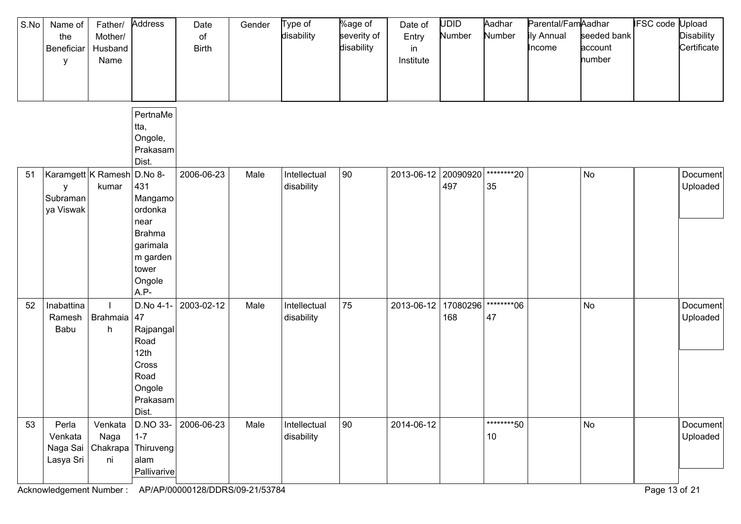| S.No | Name of the Beneficiary | Father/ Mother/ Husband Name | Address | Date of Birth | Gender | Type of disability | %age of severity of disability | Date of Entry in Institute | UDID Number | Aadhar Number | Parental/Family Annual Income | Aadhar seeded bank account number | IFSC code | Upload Disability Certificate |
|---|---|---|---|---|---|---|---|---|---|---|---|---|---|---|
| | | | PertnaMetta, Ongole, Prakasam Dist. | | | | | | | | | | | |
| 51 | Karamgetty Subramanya Viswak | K Ramesh kumar | D.No 8-431 Mangamoordonka near Brahma garimalam garden tower Ongole A.P- | 2006-06-23 | Male | Intellectual disability | 90 | 2013-06-12 | 20090920497 | ********2035 | | No | | Document Uploaded |
| 52 | Inabattina Ramesh Babu | I Brahmaiah | D.No 4-1-47 Rajpangal Road 12th Cross Road Ongole Prakasam Dist. | 2003-02-12 | Male | Intellectual disability | 75 | 2013-06-12 | 17080296168 | ********0647 | | No | | Document Uploaded |
| 53 | Perla Venkata Naga Sai Lasya Sri | Venkata Naga Chakrapani | D.NO 33-1-7 Thiruvengalam Pallivarive | 2006-06-23 | Male | Intellectual disability | 90 | 2014-06-12 | | ********5010 | | No | | Document Uploaded |

Acknowledgement Number : AP/AP/00000128/DDRS/09-21/53784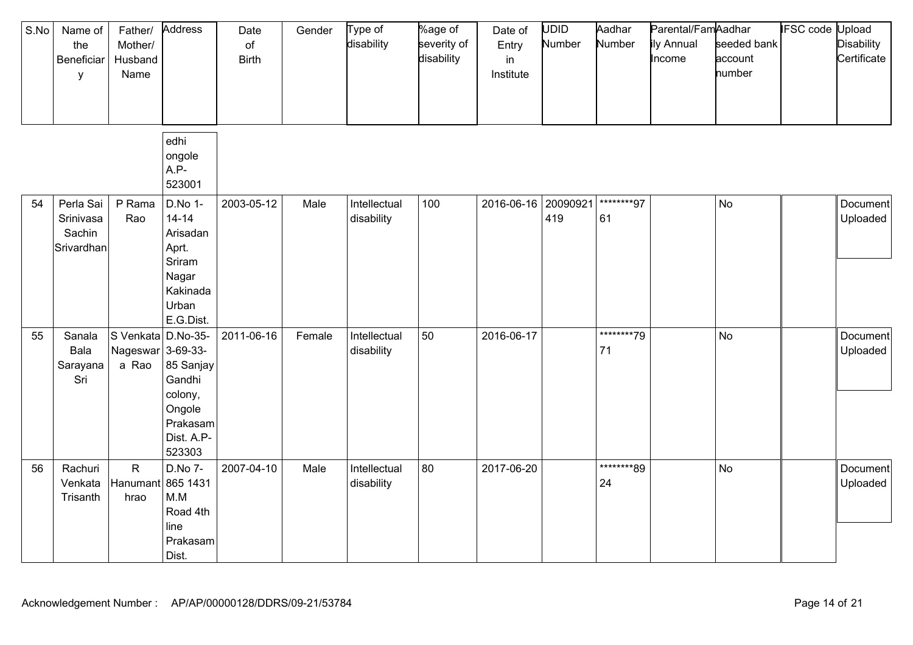| S.No | Name of the Beneficiary | Father/ Mother/ Husband Name | Address | Date of Birth | Gender | Type of disability | %age of severity of disability | Date of Entry in Institute | UDID Number | Aadhar Number | Parental/Family Annual Income | Aadhar seeded bank account number | IFSC code | Upload Disability Certificate |
|---|---|---|---|---|---|---|---|---|---|---|---|---|---|---|
| | | | edhi ongole A.P-523001 | | | | | | | | | | | |
| 54 | Perla Sai Srinivasa Sachin Srivardhan | P Rama Rao | D.No 1-14-14 Arisadan Aprt. Sriram Nagar Kakinada Urban E.G.Dist. | 2003-05-12 | Male | Intellectual disability | 100 | 2016-06-16 | 20090921419 | ********9761 | | No | | Document Uploaded |
| 55 | Sanala Bala Sarayana Sri | S Venkata Nageswara Rao | D.No-35-3-69-33-85 Sanjay Gandhi colony, Ongole Prakasam Dist. A.P-523303 | 2011-06-16 | Female | Intellectual disability | 50 | 2016-06-17 | | ********7971 | | No | | Document Uploaded |
| 56 | Rachuri Venkata Trisanth | R Hanumanthrao | D.No 7-865 1431 M.M Road 4th line Prakasam Dist. | 2007-04-10 | Male | Intellectual disability | 80 | 2017-06-20 | | ********8924 | | No | | Document Uploaded |

Acknowledgement Number : AP/AP/00000128/DDRS/09-21/53784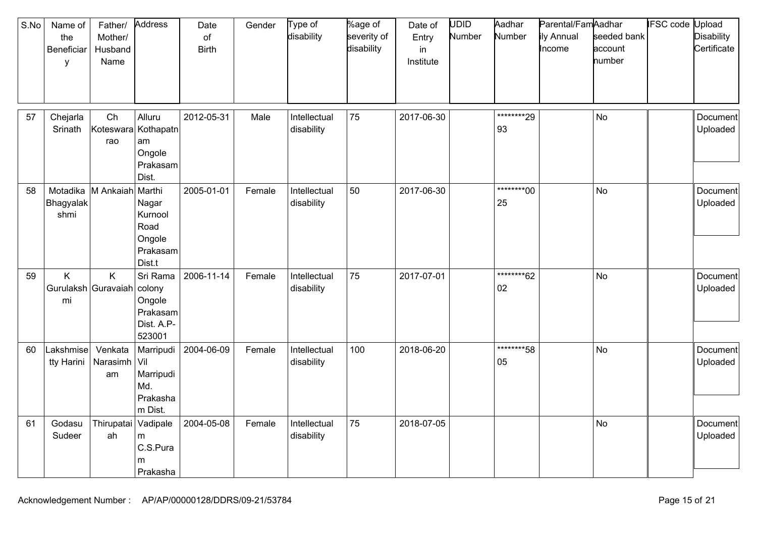| S.No | Name of the Beneficiary | Father/ Mother/ Husband Name | Address | Date of Birth | Gender | Type of disability | %age of severity of disability | Date of Entry in Institute | UDID Number | Aadhar Number | Parental/Family Annual Income | Aadhar seeded bank account number | IFSC code | Upload Disability Certificate |
|---|---|---|---|---|---|---|---|---|---|---|---|---|---|---|
| 57 | Chejarla Srinath | Ch Koteswararao | Alluru Kothapatnam Ongole Prakasam Dist. | 2012-05-31 | Male | Intellectual disability | 75 | 2017-06-30 | | ********2993 | | No | | Document Uploaded |
| 58 | Motadika Bhagyalakshmi | M Ankaiah | Marthi Nagar Kurnool Road Ongole Prakasam Dist.t | 2005-01-01 | Female | Intellectual disability | 50 | 2017-06-30 | | ********0025 | | No | | Document Uploaded |
| 59 | K Gurulakshmi | K Guravaiah | Sri Rama colony Ongole Prakasam Dist. A.P-523001 | 2006-11-14 | Female | Intellectual disability | 75 | 2017-07-01 | | ********6202 | | No | | Document Uploaded |
| 60 | Lakshmisetty Harini | Venkata Narasimham | Marripudi Vil Marripudi Md. Prakasham Dist. | 2004-06-09 | Female | Intellectual disability | 100 | 2018-06-20 | | ********5805 | | No | | Document Uploaded |
| 61 | Godasu Sudeer | Thirupataiah | Vadipalem C.S.Puram Prakasha | 2004-05-08 | Female | Intellectual disability | 75 | 2018-07-05 | | | | No | | Document Uploaded |

Acknowledgement Number : AP/AP/00000128/DDRS/09-21/53784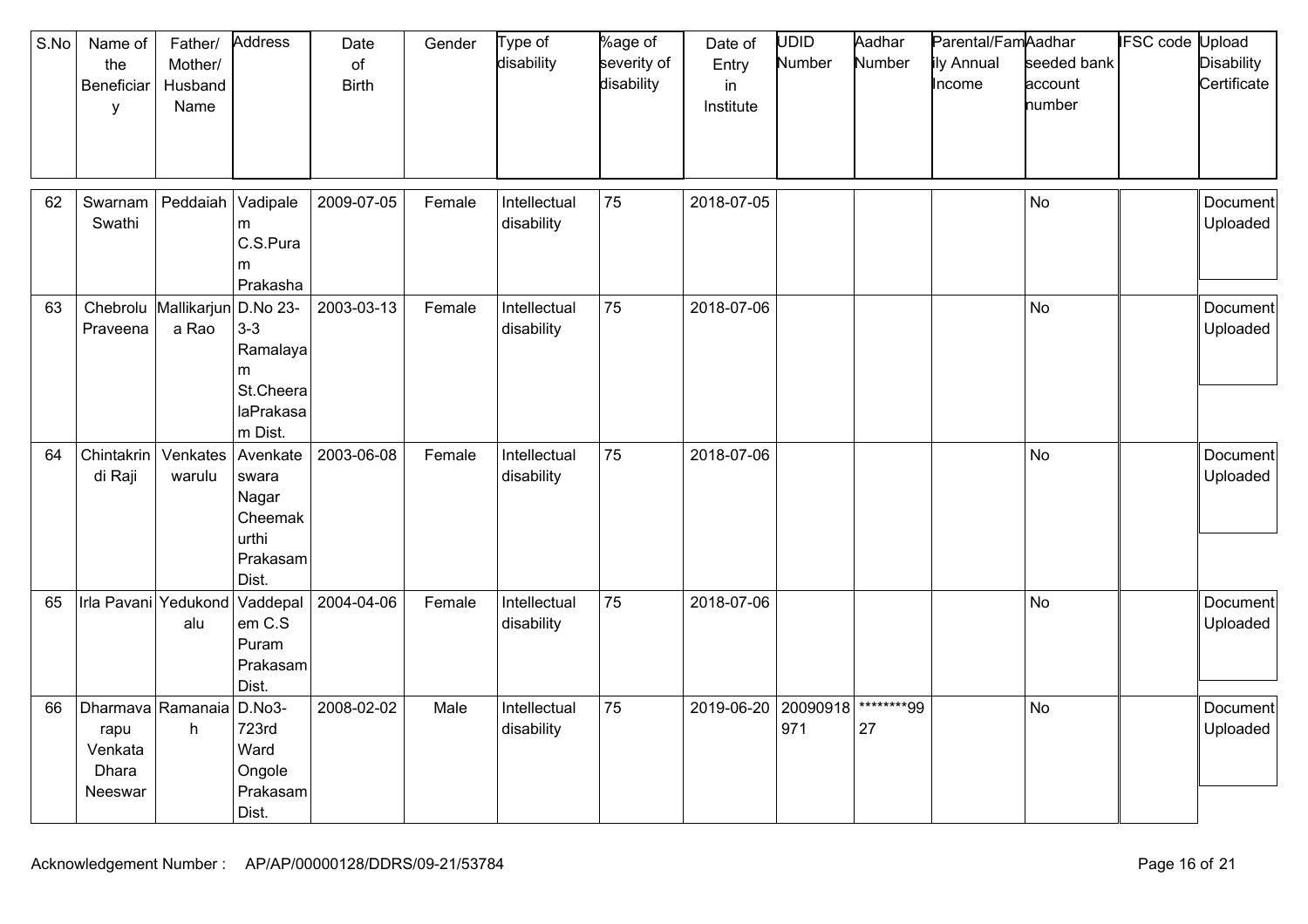| S.No | Name of the Beneficiary | Father/ Mother/ Husband Name | Address | Date of Birth | Gender | Type of disability | %age of severity of disability | Date of Entry in Institute | UDID Number | Aadhar Number | Parental/Family Annual Income | Aadhar seeded bank account number | IFSC code | Upload Disability Certificate |
|---|---|---|---|---|---|---|---|---|---|---|---|---|---|---|
| 62 | Swarnam Swathi | Peddaiah | Vadipalem C.S.Puram Prakasha | 2009-07-05 | Female | Intellectual disability | 75 | 2018-07-05 | | | | No | | Document Uploaded |
| 63 | Chebrolu Praveena | Mallikarjuna Rao | D.No 23-3-3 Ramalayam St.CheeralaPrakasam Dist. | 2003-03-13 | Female | Intellectual disability | 75 | 2018-07-06 | | | | No | | Document Uploaded |
| 64 | Chintakrindi Raji | Venkateswarulu | Avenkateswara Nagar Cheemakurthi Prakasam Dist. | 2003-06-08 | Female | Intellectual disability | 75 | 2018-07-06 | | | | No | | Document Uploaded |
| 65 | Irla Pavani | Yedukondalu | Vaddepalem C.S Puram Prakasam Dist. | 2004-04-06 | Female | Intellectual disability | 75 | 2018-07-06 | | | | No | | Document Uploaded |
| 66 | Dharmavarapu Venkata Dhara Neeswar | Ramanaiah | D.No3-723rd Ward Ongole Prakasam Dist. | 2008-02-02 | Male | Intellectual disability | 75 | 2019-06-20 | 20090918971 | ********9927 | | No | | Document Uploaded |

Acknowledgement Number : AP/AP/00000128/DDRS/09-21/53784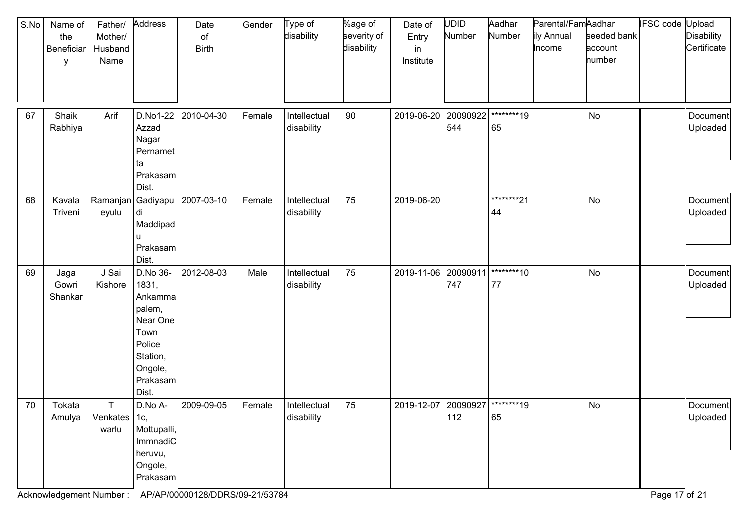| S.No | Name of the Beneficiary | Father/ Mother/ Husband Name | Address | Date of Birth | Gender | Type of disability | %age of severity of disability | Date of Entry in Institute | UDID Number | Aadhar Number | Parental/Family Annual Income | Aadhar seeded bank account number | IFSC code | Upload Disability Certificate |
|---|---|---|---|---|---|---|---|---|---|---|---|---|---|---|
| 67 | Shaik Rabhiya | Arif | D.No1-22 Azzad Nagar Pernametta Prakasam Dist. | 2010-04-30 | Female | Intellectual disability | 90 | 2019-06-20 | 20090922544 | ********1965 | | No | | Document Uploaded |
| 68 | Kavala Triveni | Ramanjaneyulu | Gadiyapudi Maddipadu Prakasam Dist. | 2007-03-10 | Female | Intellectual disability | 75 | 2019-06-20 | | ********2144 | | No | | Document Uploaded |
| 69 | Jaga Gowri Shankar | J Sai Kishore | D.No 36-1831, Ankammapalem, Near One Town Police Station, Ongole, Prakasam Dist. | 2012-08-03 | Male | Intellectual disability | 75 | 2019-11-06 | 20090911747 | ********1077 | | No | | Document Uploaded |
| 70 | Tokata Amulya | T Venkateswarlu | D.No A-1c, Mottupalli, ImmnadiCheruvu, Ongole, Prakasam | 2009-09-05 | Female | Intellectual disability | 75 | 2019-12-07 | 20090927112 | ********1965 | | No | | Document Uploaded |

Acknowledgement Number : AP/AP/00000128/DDRS/09-21/53784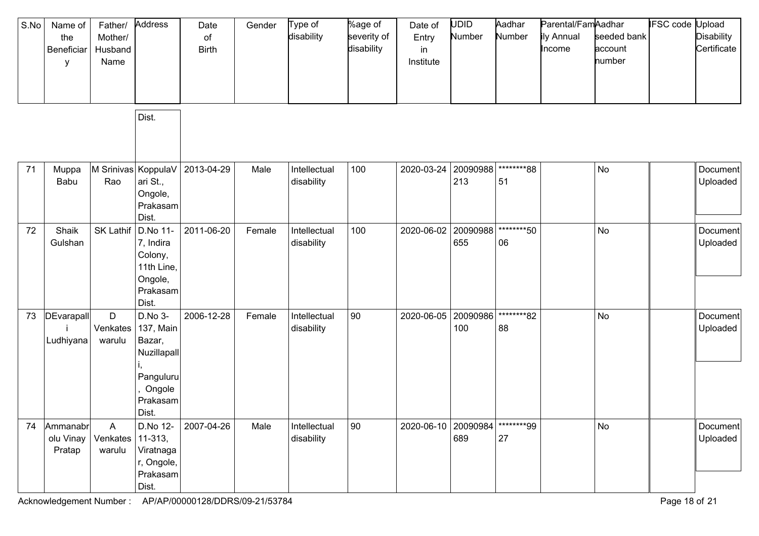| S.No | Name of the Beneficiary | Father/ Mother/ Husband Name | Address | Date of Birth | Gender | Type of disability | %age of severity of disability | Date of Entry in Institute | UDID Number | Aadhar Number | Parental/Family Annual Income | Aadhar seeded bank account number | IFSC code | Upload Disability Certificate |
|---|---|---|---|---|---|---|---|---|---|---|---|---|---|---|
| | | | Dist. | | | | | | | | | | | |
| 71 | Muppa Babu | M Srinivas Rao | KoppulaVari St., Ongole, Prakasam Dist. | 2013-04-29 | Male | Intellectual disability | 100 | 2020-03-24 | 20090988213 | ********8851 | | No | | Document Uploaded |
| 72 | Shaik Gulshan | SK Lathif | D.No 11-7, Indira Colony, 11th Line, Ongole, Prakasam Dist. | 2011-06-20 | Female | Intellectual disability | 100 | 2020-06-02 | 20090988655 | ********5006 | | No | | Document Uploaded |
| 73 | DEvarapalli Ludhiyana | D Venkateswarulu | D.No 3-137, Main Bazar, Nuzillapalli, Panguluru, Ongole Prakasam Dist. | 2006-12-28 | Female | Intellectual disability | 90 | 2020-06-05 | 20090986100 | ********8288 | | No | | Document Uploaded |
| 74 | Ammanabrolu Vinay Pratap | A Venkateswarulu | D.No 12-11-313, Viratnagar, Ongole, Prakasam Dist. | 2007-04-26 | Male | Intellectual disability | 90 | 2020-06-10 | 20090984689 | ********9927 | | No | | Document Uploaded |

Acknowledgement Number : AP/AP/00000128/DDRS/09-21/53784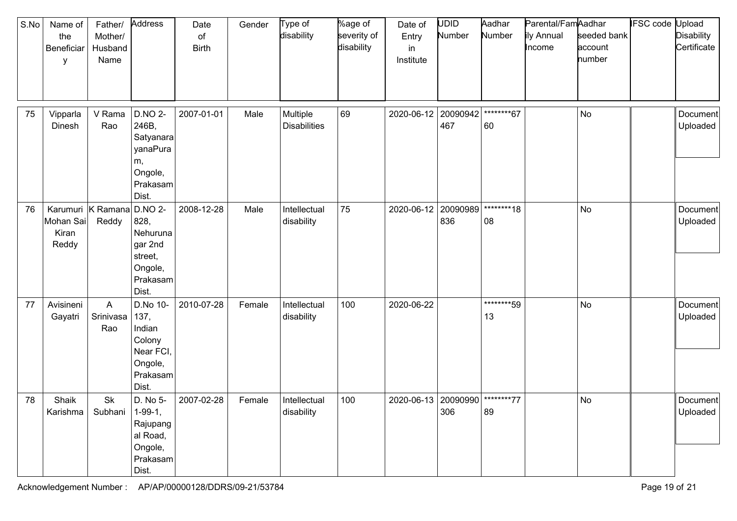| S.No | Name of the Beneficiary | Father/ Mother/ Husband Name | Address | Date of Birth | Gender | Type of disability | %age of severity of disability | Date of Entry in Institute | UDID Number | Aadhar Number | Parental/Family Annual Income | Aadhar seeded bank account number | IFSC code | Upload Disability Certificate |
|---|---|---|---|---|---|---|---|---|---|---|---|---|---|---|
| 75 | Vipparla Dinesh | V Rama Rao | D.NO 2-246B, SatyanarayanaPuram, Ongole, Prakasam Dist. | 2007-01-01 | Male | Multiple Disabilities | 69 | 2020-06-12 | 20090942467 | ********6760 | | No | | Document Uploaded |
| 76 | Karumuri Mohan Sai Kiran Reddy | K Ramana Reddy | D.NO 2-828, Nehurunagar 2nd street, Ongole, Prakasam Dist. | 2008-12-28 | Male | Intellectual disability | 75 | 2020-06-12 | 20090989836 | ********1808 | | No | | Document Uploaded |
| 77 | Avisineni Gayatri | A Srinivasa Rao | D.No 10-137, Indian Colony Near FCI, Ongole, Prakasam Dist. | 2010-07-28 | Female | Intellectual disability | 100 | 2020-06-22 | | ********5913 | | No | | Document Uploaded |
| 78 | Shaik Karishma | Sk Subhani | D. No 5-1-99-1, Rajupangal Road, Ongole, Prakasam Dist. | 2007-02-28 | Female | Intellectual disability | 100 | 2020-06-13 | 20090990306 | ********7789 | | No | | Document Uploaded |

Acknowledgement Number : AP/AP/00000128/DDRS/09-21/53784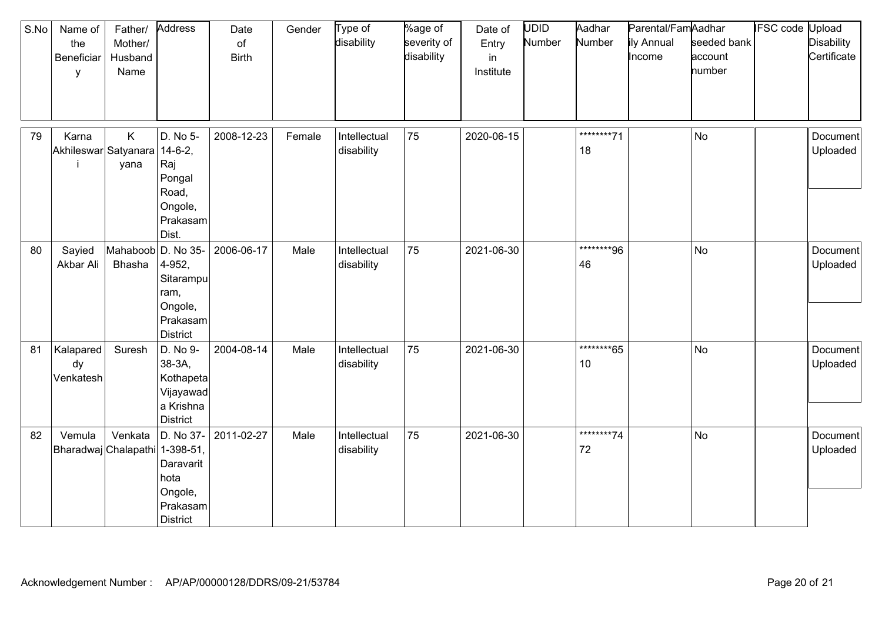| S.No | Name of the Beneficiary | Father/ Mother/ Husband Name | Address | Date of Birth | Gender | Type of disability | %age of severity of disability | Date of Entry in Institute | UDID Number | Aadhar Number | Parental/Family Annual Income | Aadhar seeded bank account number | IFSC code | Upload Disability Certificate |
|---|---|---|---|---|---|---|---|---|---|---|---|---|---|---|
| 79 | Karna Akhileswari | K Satyanarayana | D. No 5-14-6-2, Raj Pongal Road, Ongole, Prakasam Dist. | 2008-12-23 | Female | Intellectual disability | 75 | 2020-06-15 | | ********7118 | | No | | Document Uploaded |
| 80 | Sayied Akbar Ali | Mahaboob Bhasha | D. No 35-4-952, Sitarampuram, Ongole, Prakasam District | 2006-06-17 | Male | Intellectual disability | 75 | 2021-06-30 | | ********9646 | | No | | Document Uploaded |
| 81 | Kalapareddy Venkatesh | Suresh | D. No 9-38-3A, Kothapeta Vijayawada Krishna District | 2004-08-14 | Male | Intellectual disability | 75 | 2021-06-30 | | ********6510 | | No | | Document Uploaded |
| 82 | Vemula Bharadwaj | Venkata Chalapathi | D. No 37-1-398-51, Daravarithota Ongole, Prakasam District | 2011-02-27 | Male | Intellectual disability | 75 | 2021-06-30 | | ********7472 | | No | | Document Uploaded |

Acknowledgement Number : AP/AP/00000128/DDRS/09-21/53784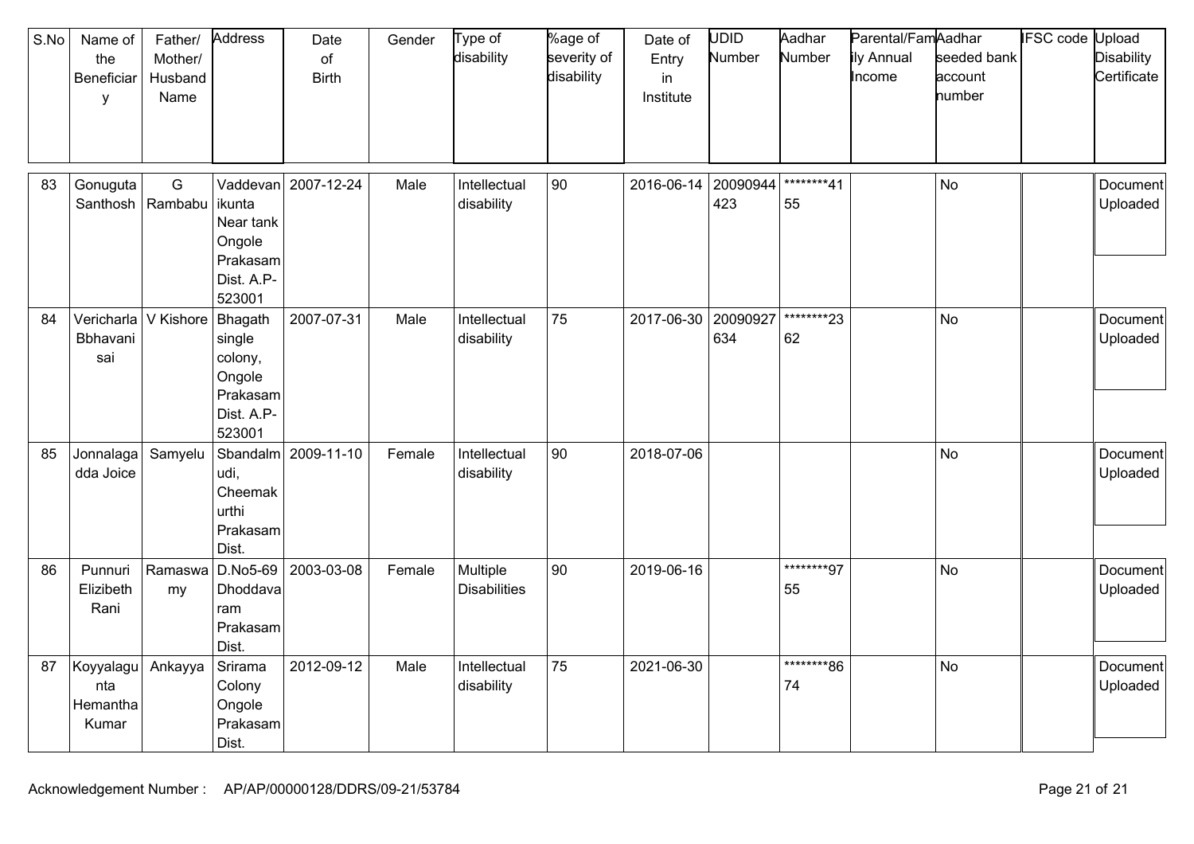| S.No | Name of the Beneficiary | Father/ Mother/ Husband Name | Address | Date of Birth | Gender | Type of disability | %age of severity of disability | Date of Entry in Institute | UDID Number | Aadhar Number | Parental/Family Annual Income | Aadhar seeded bank account number | IFSC code | Upload Disability Certificate |
|---|---|---|---|---|---|---|---|---|---|---|---|---|---|---|
| 83 | Gonuguta Santhosh | G Rambabu | Vaddevanikunta Near tank Ongole Prakasam Dist. A.P-523001 | 2007-12-24 | Male | Intellectual disability | 90 | 2016-06-14 | 20090944423 | ********4155 | | No | | Document Uploaded |
| 84 | Vericharla Bbhavani sai | V Kishore | Bhagath single colony, Ongole Prakasam Dist. A.P-523001 | 2007-07-31 | Male | Intellectual disability | 75 | 2017-06-30 | 20090927634 | ********2362 | | No | | Document Uploaded |
| 85 | Jonnalagadda Joice | Samyelu | Sbandalmudi, Cheemakurthi Prakasam Dist. | 2009-11-10 | Female | Intellectual disability | 90 | 2018-07-06 | | | | No | | Document Uploaded |
| 86 | Punnuri Elizibeth Rani | Ramaswamy | D.No5-69 Dhoddavaram Prakasam Dist. | 2003-03-08 | Female | Multiple Disabilities | 90 | 2019-06-16 | | ********9755 | | No | | Document Uploaded |
| 87 | Koyyalagunta Hemantha Kumar | Ankayya | Srirama Colony Ongole Prakasam Dist. | 2012-09-12 | Male | Intellectual disability | 75 | 2021-06-30 | | ********8674 | | No | | Document Uploaded |

Acknowledgement Number : AP/AP/00000128/DDRS/09-21/53784